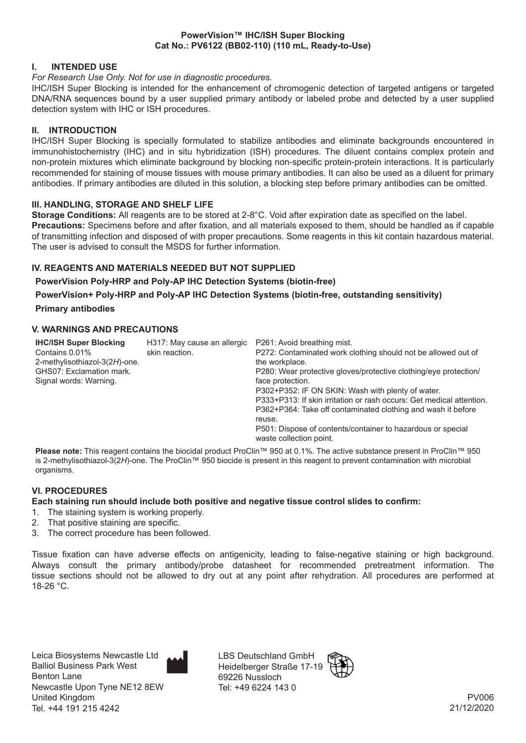**PowerVision™ IHC/ISH Super Blocking**
**Cat No.: PV6122 (BB02-110) (110 mL, Ready-to-Use)**

## I. INTENDED USE

*For Research Use Only. Not for use in diagnostic procedures.*

IHC/ISH Super Blocking is intended for the enhancement of chromogenic detection of targeted antigens or targeted DNA/RNA sequences bound by a user supplied primary antibody or labeled probe and detected by a user supplied detection system with IHC or ISH procedures.

## II. INTRODUCTION

IHC/ISH Super Blocking is specially formulated to stabilize antibodies and eliminate backgrounds encountered in immunohistochemistry (IHC) and in situ hybridization (ISH) procedures. The diluent contains complex protein and non-protein mixtures which eliminate background by blocking non-specific protein-protein interactions. It is particularly recommended for staining of mouse tissues with mouse primary antibodies. It can also be used as a diluent for primary antibodies. If primary antibodies are diluted in this solution, a blocking step before primary antibodies can be omitted.

## III. HANDLING, STORAGE AND SHELF LIFE

**Storage Conditions:** All reagents are to be stored at 2-8°C. Void after expiration date as specified on the label.

**Precautions:** Specimens before and after fixation, and all materials exposed to them, should be handled as if capable of transmitting infection and disposed of with proper precautions. Some reagents in this kit contain hazardous material. The user is advised to consult the MSDS for further information.

## IV. REAGENTS AND MATERIALS NEEDED BUT NOT SUPPLIED

**PowerVision Poly-HRP and Poly-AP IHC Detection Systems (biotin-free)**

**PowerVision+ Poly-HRP and Poly-AP IHC Detection Systems (biotin-free, outstanding sensitivity)**

**Primary antibodies**

## V. WARNINGS AND PRECAUTIONS

| | | |
|---|---|---|
| **IHC/ISH Super Blocking**<br>Contains 0.01% 2-methylisothiazol-3(2*H*)-one.<br>GHS07: Exclamation mark.<br>Signal words: Warning. | H317: May cause an allergic skin reaction. | P261: Avoid breathing mist.<br>P272: Contaminated work clothing should not be allowed out of the workplace.<br>P280: Wear protective gloves/protective clothing/eye protection/ face protection.<br>P302+P352: IF ON SKIN: Wash with plenty of water.<br>P333+P313: If skin irritation or rash occurs: Get medical attention.<br>P362+P364: Take off contaminated clothing and wash it before reuse.<br>P501: Dispose of contents/container to hazardous or special waste collection point. |

**Please note:** This reagent contains the biocidal product ProClin™ 950 at 0.1%. The active substance present in ProClin™ 950 is 2-methylisothiazol-3(2*H*)-one. The ProClin™ 950 biocide is present in this reagent to prevent contamination with microbial organisms.

## VI. PROCEDURES

**Each staining run should include both positive and negative tissue control slides to confirm:**

1. The staining system is working properly.
2. That positive staining are specific.
3. The correct procedure has been followed.

Tissue fixation can have adverse effects on antigenicity, leading to false-negative staining or high background. Always consult the primary antibody/probe datasheet for recommended pretreatment information. The tissue sections should not be allowed to dry out at any point after rehydration. All procedures are performed at 18-26 °C.

Leica Biosystems Newcastle Ltd
Balliol Business Park West
Benton Lane
Newcastle Upon Tyne NE12 8EW
United Kingdom
Tel. +44 191 215 4242

LBS Deutschland GmbH
Heidelberger Straße 17-19
69226 Nussloch
Tel: +49 6224 143 0

PV006
21/12/2020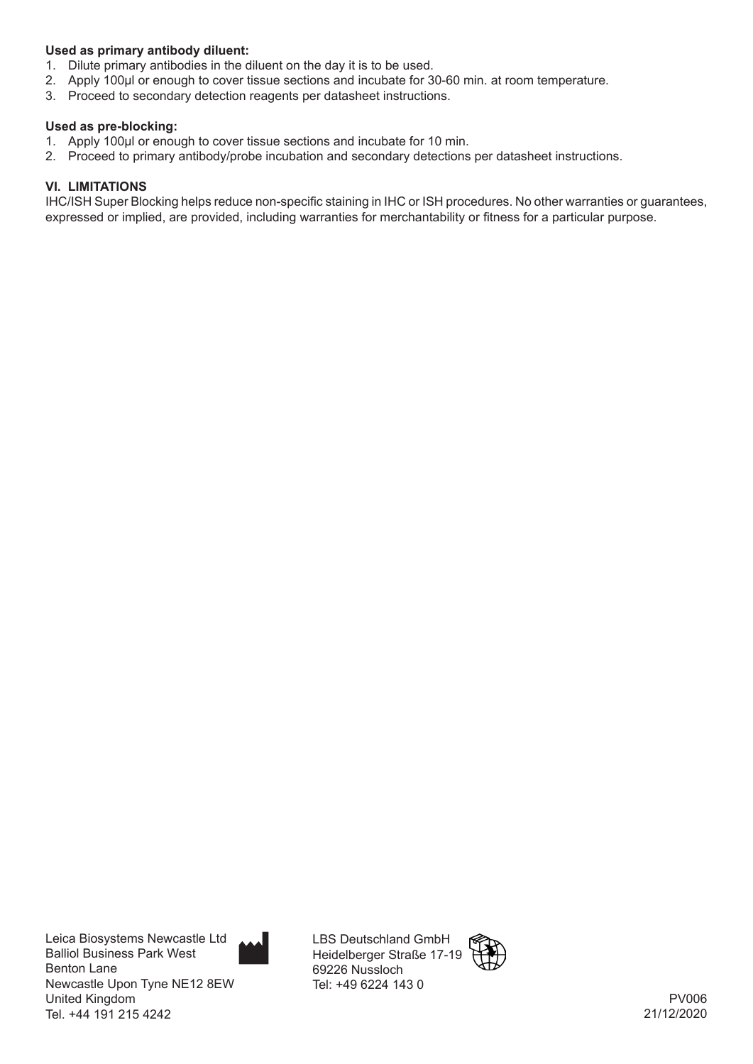**Used as primary antibody diluent:**

1. Dilute primary antibodies in the diluent on the day it is to be used.
2. Apply 100µl or enough to cover tissue sections and incubate for 30-60 min. at room temperature.
3. Proceed to secondary detection reagents per datasheet instructions.

**Used as pre-blocking:**

1. Apply 100µl or enough to cover tissue sections and incubate for 10 min.
2. Proceed to primary antibody/probe incubation and secondary detections per datasheet instructions.

### VI. LIMITATIONS

IHC/ISH Super Blocking helps reduce non-specific staining in IHC or ISH procedures. No other warranties or guarantees, expressed or implied, are provided, including warranties for merchantability or fitness for a particular purpose.

Leica Biosystems Newcastle Ltd
Balliol Business Park West
Benton Lane
Newcastle Upon Tyne NE12 8EW
United Kingdom
Tel. +44 191 215 4242

LBS Deutschland GmbH
Heidelberger Straße 17-19
69226 Nussloch
Tel: +49 6224 143 0

PV006
21/12/2020